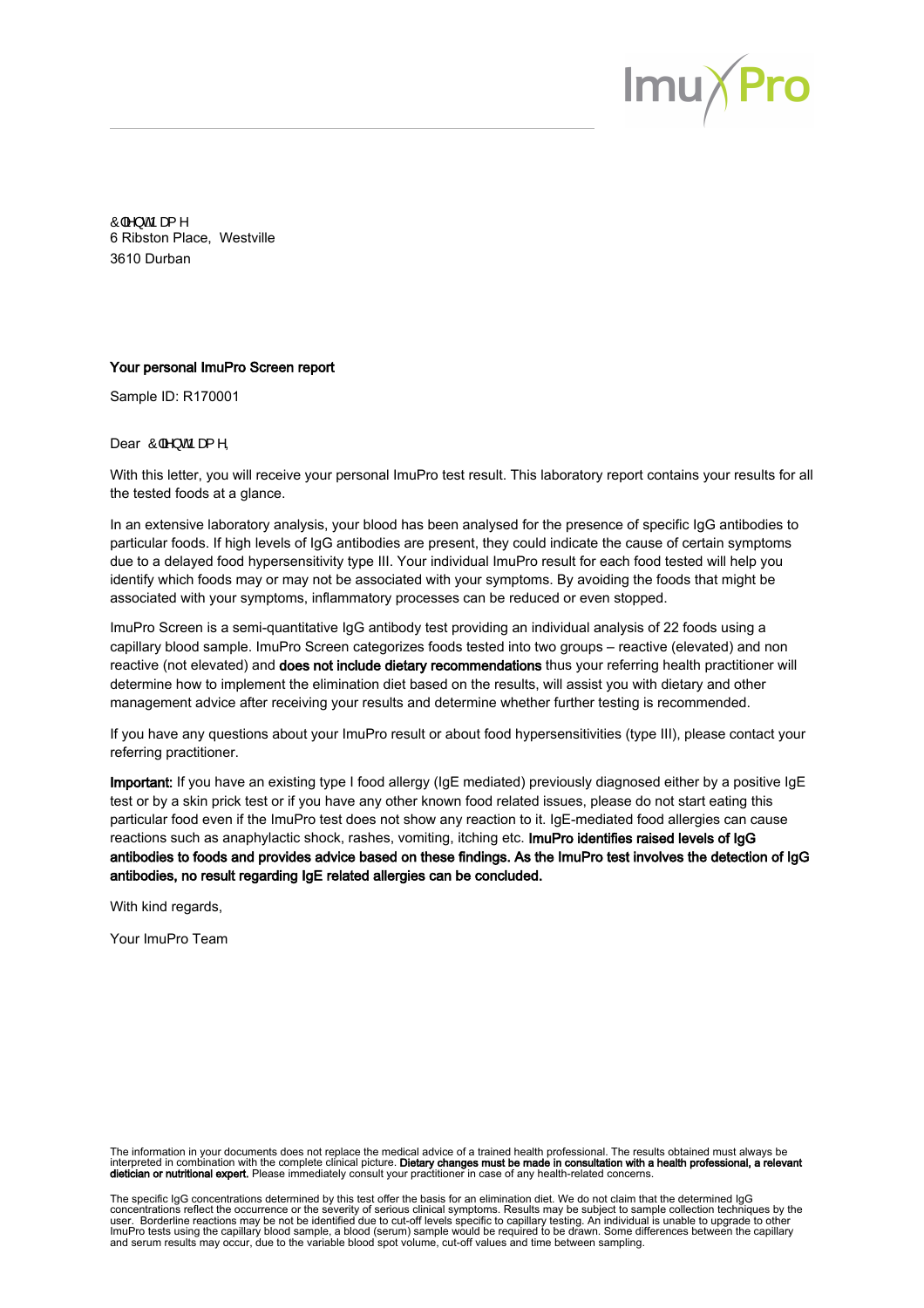&OLHQW1DPH
6 Ribston Place, Westville
3610 Durban

**Your personal ImuPro Screen report**

Sample ID: R170001

Dear &OLHQW1DPH,

With this letter, you will receive your personal ImuPro test result. This laboratory report contains your results for all the tested foods at a glance.

In an extensive laboratory analysis, your blood has been analysed for the presence of specific IgG antibodies to particular foods. If high levels of IgG antibodies are present, they could indicate the cause of certain symptoms due to a delayed food hypersensitivity type III. Your individual ImuPro result for each food tested will help you identify which foods may or may not be associated with your symptoms. By avoiding the foods that might be associated with your symptoms, inflammatory processes can be reduced or even stopped.

ImuPro Screen is a semi-quantitative IgG antibody test providing an individual analysis of 22 foods using a capillary blood sample. ImuPro Screen categorizes foods tested into two groups – reactive (elevated) and non reactive (not elevated) and **does not include dietary recommendations** thus your referring health practitioner will determine how to implement the elimination diet based on the results, will assist you with dietary and other management advice after receiving your results and determine whether further testing is recommended.

If you have any questions about your ImuPro result or about food hypersensitivities (type III), please contact your referring practitioner.

**Important:** If you have an existing type I food allergy (IgE mediated) previously diagnosed either by a positive IgE test or by a skin prick test or if you have any other known food related issues, please do not start eating this particular food even if the ImuPro test does not show any reaction to it. IgE-mediated food allergies can cause reactions such as anaphylactic shock, rashes, vomiting, itching etc. **ImuPro identifies raised levels of IgG antibodies to foods and provides advice based on these findings. As the ImuPro test involves the detection of IgG antibodies, no result regarding IgE related allergies can be concluded.**

With kind regards,

Your ImuPro Team

The information in your documents does not replace the medical advice of a trained health professional. The results obtained must always be interpreted in combination with the complete clinical picture. **Dietary changes must be made in consultation with a health professional, a relevant dietician or nutritional expert.** Please immediately consult your practitioner in case of any health-related concerns.

The specific IgG concentrations determined by this test offer the basis for an elimination diet. We do not claim that the determined IgG concentrations reflect the occurrence or the severity of serious clinical symptoms. Results may be subject to sample collection techniques by the user. Borderline reactions may be not be identified due to cut-off levels specific to capillary testing. An individual is unable to upgrade to other ImuPro tests using the capillary blood sample, a blood (serum) sample would be required to be drawn. Some differences between the capillary and serum results may occur, due to the variable blood spot volume, cut-off values and time between sampling.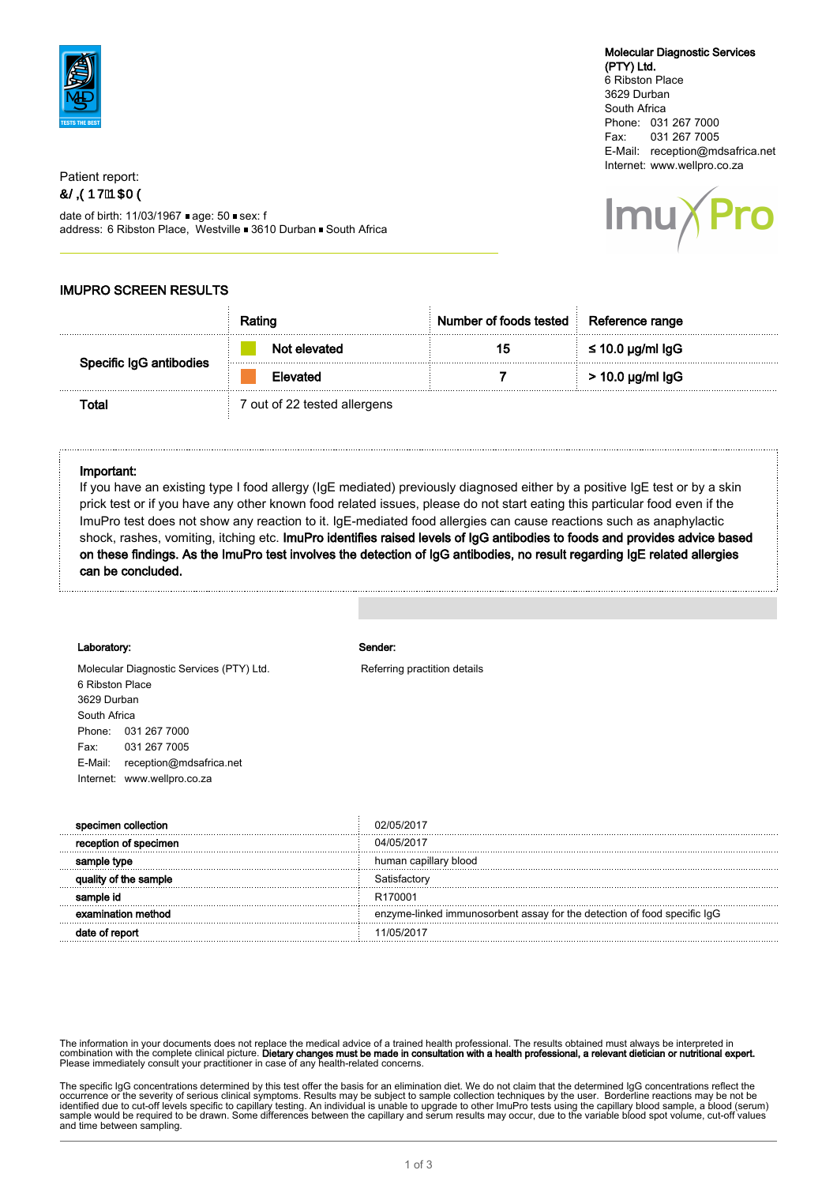**Molecular Diagnostic Services (PTY) Ltd.**
6 Ribston Place
3629 Durban
South Africa
Phone: 031 267 7000
Fax: 031 267 7005
E-Mail: reception@mdsafrica.net
Internet: www.wellpro.co.za

Patient report:
**&/ ,( 17 1 $0 (**

date of birth: 11/03/1967 ▪ age: 50 ▪ sex: f
address: 6 Ribston Place, Westville ▪ 3610 Durban ▪ South Africa

## IMUPRO SCREEN RESULTS

| | Rating | Number of foods tested | Reference range |
|---|---|---|---|
| Specific IgG antibodies | Not elevated | 15 | ≤ 10.0 µg/ml IgG |
| | Elevated | 7 | > 10.0 µg/ml IgG |
| **Total** | 7 out of 22 tested allergens | | |

**Important:**
If you have an existing type I food allergy (IgE mediated) previously diagnosed either by a positive IgE test or by a skin prick test or if you have any other known food related issues, please do not start eating this particular food even if the ImuPro test does not show any reaction to it. IgE-mediated food allergies can cause reactions such as anaphylactic shock, rashes, vomiting, itching etc. **ImuPro identifies raised levels of IgG antibodies to foods and provides advice based on these findings. As the ImuPro test involves the detection of IgG antibodies, no result regarding IgE related allergies can be concluded.**

**Laboratory:**

Molecular Diagnostic Services (PTY) Ltd.
6 Ribston Place
3629 Durban
South Africa
Phone: 031 267 7000
Fax: 031 267 7005
E-Mail: reception@mdsafrica.net
Internet: www.wellpro.co.za

**Sender:**

Referring practition details

| | |
|---|---|
| **specimen collection** | 02/05/2017 |
| **reception of specimen** | 04/05/2017 |
| **sample type** | human capillary blood |
| **quality of the sample** | Satisfactory |
| **sample id** | R170001 |
| **examination method** | enzyme-linked immunosorbent assay for the detection of food specific IgG |
| **date of report** | 11/05/2017 |

The information in your documents does not replace the medical advice of a trained health professional. The results obtained must always be interpreted in combination with the complete clinical picture. **Dietary changes must be made in consultation with a health professional, a relevant dietician or nutritional expert.** Please immediately consult your practitioner in case of any health-related concerns.

The specific IgG concentrations determined by this test offer the basis for an elimination diet. We do not claim that the determined IgG concentrations reflect the occurrence or the severity of serious clinical symptoms. Results may be subject to sample collection techniques by the user. Borderline reactions may be not be identified due to cut-off levels specific to capillary testing. An individual is unable to upgrade to other ImuPro tests using the capillary blood sample, a blood (serum) sample would be required to be drawn. Some differences between the capillary and serum results may occur, due to the variable blood spot volume, cut-off values and time between sampling.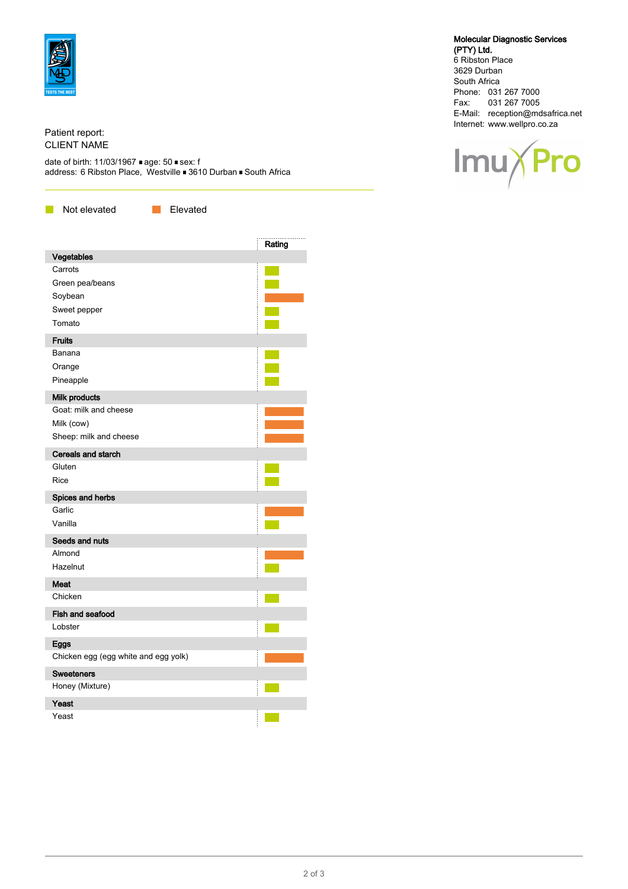**Molecular Diagnostic Services (PTY) Ltd.**
6 Ribston Place
3629 Durban
South Africa
Phone: 031 267 7000
Fax: 031 267 7005
E-Mail: reception@mdsafrica.net
Internet: www.wellpro.co.za

ImuPro

Patient report:
CLIENT NAME

date of birth: 11/03/1967 ▪ age: 50 ▪ sex: f
address: 6 Ribston Place, Westville ▪ 3610 Durban ▪ South Africa

Not elevated | Elevated

| | Rating |
|---|---|
| **Vegetables** | |
| Carrots | Not elevated |
| Green pea/beans | Not elevated |
| Soybean | Elevated |
| Sweet pepper | Not elevated |
| Tomato | Not elevated |
| **Fruits** | |
| Banana | Not elevated |
| Orange | Not elevated |
| Pineapple | Not elevated |
| **Milk products** | |
| Goat: milk and cheese | Elevated |
| Milk (cow) | Elevated |
| Sheep: milk and cheese | Elevated |
| **Cereals and starch** | |
| Gluten | Not elevated |
| Rice | Not elevated |
| **Spices and herbs** | |
| Garlic | Elevated |
| Vanilla | Not elevated |
| **Seeds and nuts** | |
| Almond | Elevated |
| Hazelnut | Not elevated |
| **Meat** | |
| Chicken | Not elevated |
| **Fish and seafood** | |
| Lobster | Not elevated |
| **Eggs** | |
| Chicken egg (egg white and egg yolk) | Elevated |
| **Sweeteners** | |
| Honey (Mixture) | Not elevated |
| **Yeast** | |
| Yeast | Not elevated |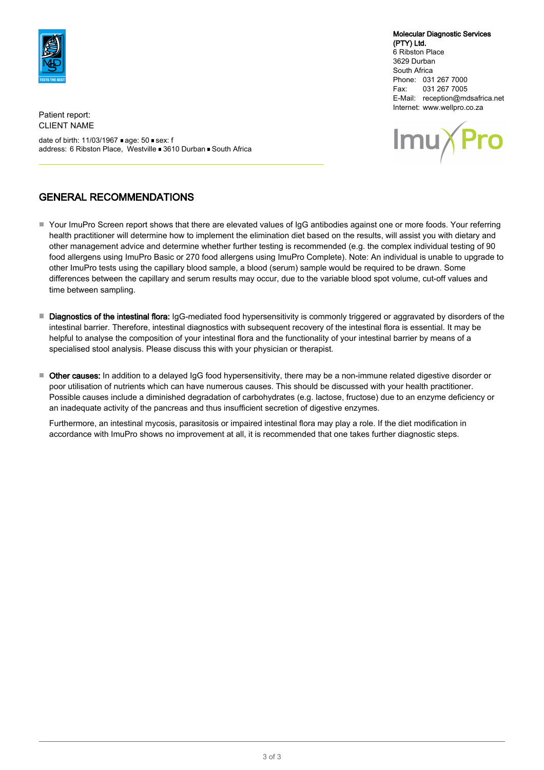Molecular Diagnostic Services (PTY) Ltd.
6 Ribston Place
3629 Durban
South Africa
Phone: 031 267 7000
Fax: 031 267 7005
E-Mail: reception@mdsafrica.net
Internet: www.wellpro.co.za

Patient report:
CLIENT NAME

date of birth: 11/03/1967 ▪ age: 50 ▪ sex: f
address: 6 Ribston Place, Westville ▪ 3610 Durban ▪ South Africa

## GENERAL RECOMMENDATIONS

- Your ImuPro Screen report shows that there are elevated values of IgG antibodies against one or more foods. Your referring health practitioner will determine how to implement the elimination diet based on the results, will assist you with dietary and other management advice and determine whether further testing is recommended (e.g. the complex individual testing of 90 food allergens using ImuPro Basic or 270 food allergens using ImuPro Complete). Note: An individual is unable to upgrade to other ImuPro tests using the capillary blood sample, a blood (serum) sample would be required to be drawn. Some differences between the capillary and serum results may occur, due to the variable blood spot volume, cut-off values and time between sampling.

- **Diagnostics of the intestinal flora:** IgG-mediated food hypersensitivity is commonly triggered or aggravated by disorders of the intestinal barrier. Therefore, intestinal diagnostics with subsequent recovery of the intestinal flora is essential. It may be helpful to analyse the composition of your intestinal flora and the functionality of your intestinal barrier by means of a specialised stool analysis. Please discuss this with your physician or therapist.

- **Other causes:** In addition to a delayed IgG food hypersensitivity, there may be a non-immune related digestive disorder or poor utilisation of nutrients which can have numerous causes. This should be discussed with your health practitioner. Possible causes include a diminished degradation of carbohydrates (e.g. lactose, fructose) due to an enzyme deficiency or an inadequate activity of the pancreas and thus insufficient secretion of digestive enzymes.

  Furthermore, an intestinal mycosis, parasitosis or impaired intestinal flora may play a role. If the diet modification in accordance with ImuPro shows no improvement at all, it is recommended that one takes further diagnostic steps.